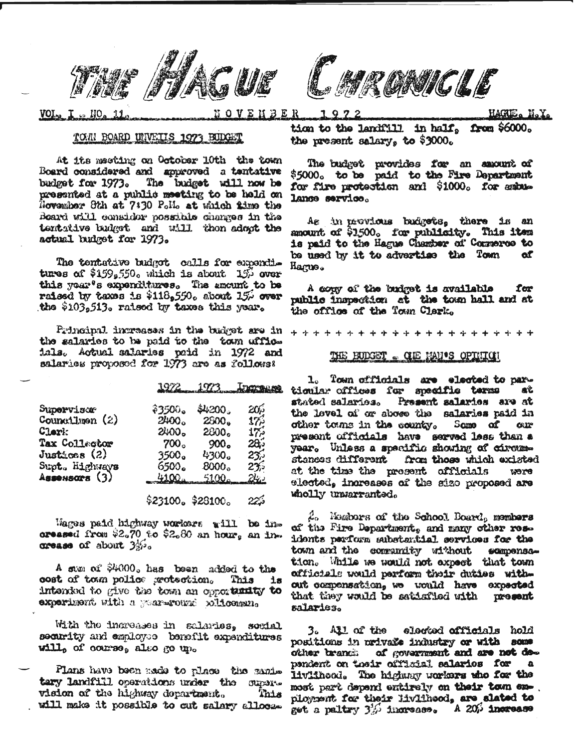# THE HAGUE CHRONICLE

VOL. I . NO. 11. NOVEMBER 1972 HAGUE, N.Y.

## TOWN BOARD UNVEILS 1973 BUDGET

At its meeting on October 10th the town Board considered and approved a tentative budget for 1973. The budget will now be presented at a public meeting to be held on November 8th at 7:30 P.M. at which time the Board will consider possible changes in the tentative budget and will then adopt the actual budget for 1973.

The tentative budget calls for expenditures of $159,550. which is about 15% over this year's expenditures. The amount to be raised by taxes is $118,550. about 15% over the $103,513. raised by taxes this year.

Principal increases in the budget are in the salaries to be paid to the town officials. Actual salaries paid in 1972 and salaries proposed for 1973 are as follows:

| | 1972 | 1973 | Increase |
|---|---|---|---|
| Supervisor | $3500. | $4200. | 20% |
| Councilmen (2) | 2400. | 2800. | 17% |
| Clerk | 2400. | 2800. | 17% |
| Tax Collector | 700. | 900. | 28% |
| Justices (2) | 3500. | 4300. | 23% |
| Supt. Highways | 6500. | 8000. | 23% |
| Assessors (3) | 4100. | 5100. | 24% |
| | $23100. | $28100. | 22% |

Wages paid highway workers will be increased from $2.70 to $2.80 an hour, an increase of about 3½%.

A sum of $4000. has been added to the cost of town police protection. This is intended to give the town an opportunity to experiment with a year-round policeman.

With the increases in salaries, social security and employee benefit expenditures will, of course, also go up.

Plans have been made to place the sanitary landfill operations under the supervision of the highway department. This will make it possible to cut salary allocation to the landfill in half, from $6000. the present salary, to $3000.

The budget provides for an amount of $5000. to be paid to the Fire Department for fire protection and $1000. for ambulance service.

As in previous budgets, there is an amount of $1500. for publicity. This item is paid to the Hague Chamber of Commerce to be used by it to advertise the Town of Hague.

A copy of the budget is available for public inspection at the town hall and at the office of the Town Clerk.

+ + + + + + + + + + + + + + + + + + + + + + +

## THE BUDGET - ONE MAN'S OPINION

1. Town officials are elected to particular offices for specific terms at stated salaries. Present salaries are at the level of or above the salaries paid in other towns in the county. Some of our present officials have served less than a year. Unless a specific showing of circumstances different from those which existed at the time the present officials were elected, increases of the size proposed are wholly unwarranted.

2. Members of the School Board, members of the Fire Department, and many other residents perform substantial services for the town and the community without compensation. While we would not expect that town officials would perform their duties without compensation, we would have expected that they would be satisfied with present salaries.

3. All of the elected officials hold positions in private industry or with some other branch of government and are not dependent on their official salaries for a livlihood. The highway workers who for the most part depend entirely on their town employment for their livlihood, are slated to get a paltry 3½% increase. A 20% increase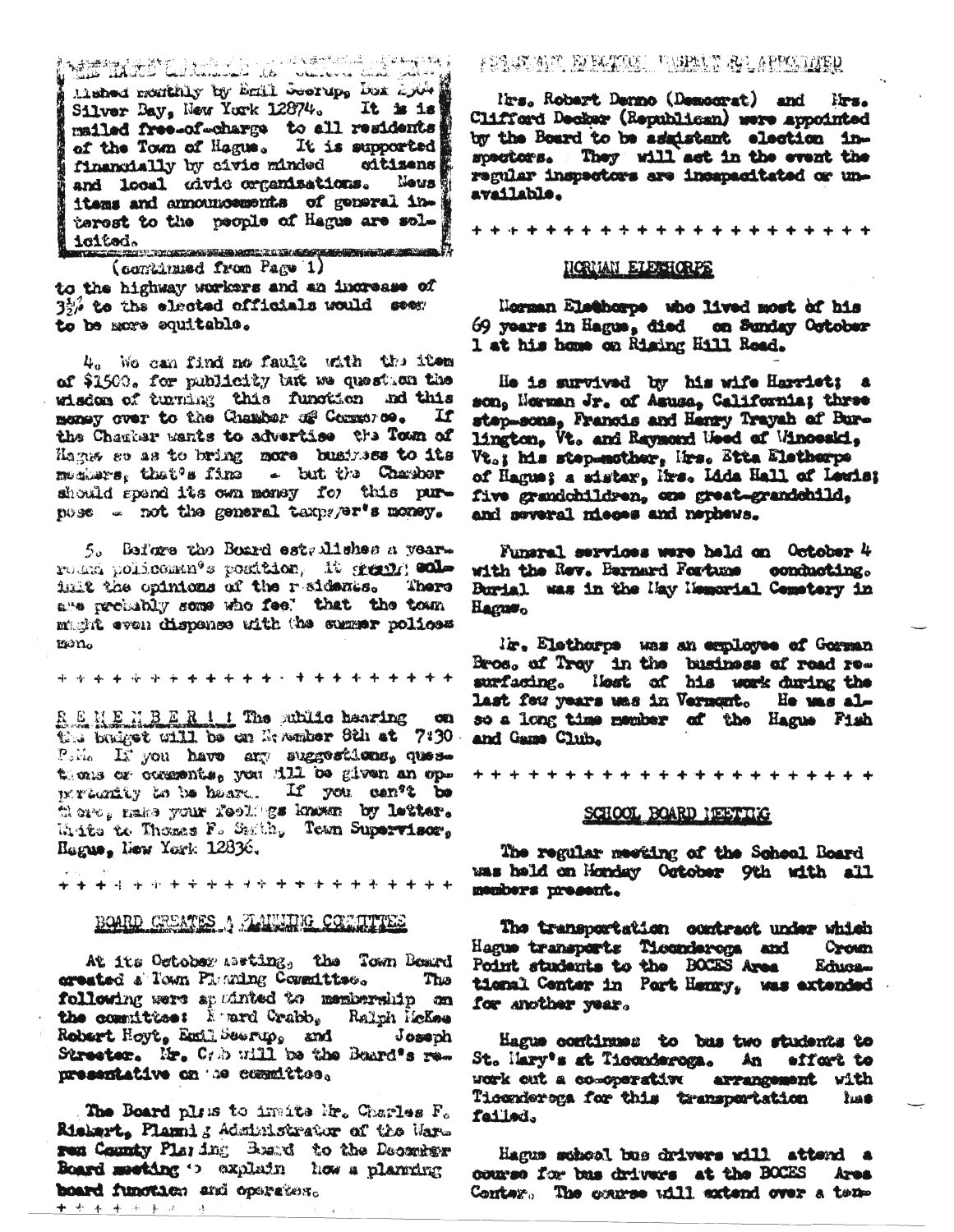THE HAGUE CHRONICLE is edited and published monthly by Emil Seerup, Box 2304 Silver Bay, New York 12874. It is is mailed free-of-charge to all residents of the Town of Hague. It is supported financially by civic minded citizens and local civic organizations. News items and announcements of general interest to the people of Hague are solicited.

(continued from Page 1)

to the highway workers and an increase of 3½% to the elected officials would seem to be more equitable.

4. We can find no fault with the item of $1500. for publicity but we question the wisdom of turning this function and this money over to the Chamber of Commerce. If the Chamber wants to advertise the Town of Hague so as to bring more business to its members, that's fine - but the Chamber should spend its own money for this purpose - not the general taxpayer's money.

5. Before the Board establishes a year-round policeman's position, it should solicit the opinions of the residents. There are probably some who feel that the town might even dispense with the summer policemen.

+ + + + + + + + + + + + + + + + + + + + + +

R E M E M B E R ! ! The public hearing on the budget will be on November 8th at 7:30 P.M. If you have any suggestions, questions or comments, you will be given an opportunity to be heard. If you can't be there, make your feelings known by letter. Write to Thomas F. Smith, Town Supervisor, Hague, New York 12836.

+ + + + + + + + + + + + + + + + + + + + + +

## BOARD CREATES A PLANNING COMMITTEE

At its October meeting, the Town Board created a Town Planning Committee. The following were appointed to membership on the committee: Edward Crabb, Ralph McKee Robert Hoyt, Emil Seerup, and Joseph Streeter. Mr. Crabb will be the Board's representative on the committee.

The Board plans to invite Mr. Charles F. Rickert, Planning Administrator of the Warren County Planning Board to the December Board meeting to explain how a planning board functions and operates.

+ + + + + + + +

## ASSISTANT ELECTION INSPECTORS APPOINTED

Mrs. Robert Denno (Democrat) and Mrs. Clifford Decker (Republican) were appointed by the Board to be assistant election inspectors. They will act in the event the regular inspectors are incapacitated or unavailable.

+ + + + + + + + + + + + + + + + + + + + + +

## NORMAN ELETHORPE

Norman Elethorpe who lived most of his 69 years in Hague, died on Sunday October 1 at his home on Rising Hill Road.

He is survived by his wife Harriet; a son, Norman Jr. of Azusa, California; three step-sons, Francis and Henry Trayah of Burlington, Vt. and Raymond Reed of Winooski, Vt.; his step-mother, Mrs. Etta Elethorpe of Hague; a sister, Mrs. Lida Hall of Lewis; five grandchildren, one great-grandchild, and several nieces and nephews.

Funeral services were held on October 4 with the Rev. Bernard Fortune conducting. Burial was in the May Memorial Cemetery in Hague.

Mr. Elethorpe was an employee of Gorman Bros. of Troy in the business of road resurfacing. Most of his work during the last few years was in Vermont. He was also a long time member of the Hague Fish and Game Club.

+ + + + + + + + + + + + + + + + + + + + + +

## SCHOOL BOARD MEETING

The regular meeting of the School Board was held on Monday October 9th with all members present.

The transportation contract under which Hague transports Ticonderoga and Crown Point students to the BOCES Area Educational Center in Port Henry, was extended for another year.

Hague continues to bus two students to St. Mary's at Ticonderoga. An effort to work out a co-operative arrangement with Ticonderoga for this transportation has failed.

Hague school bus drivers will attend a course for bus drivers at the BOCES Area Center. The course will extend over a ten-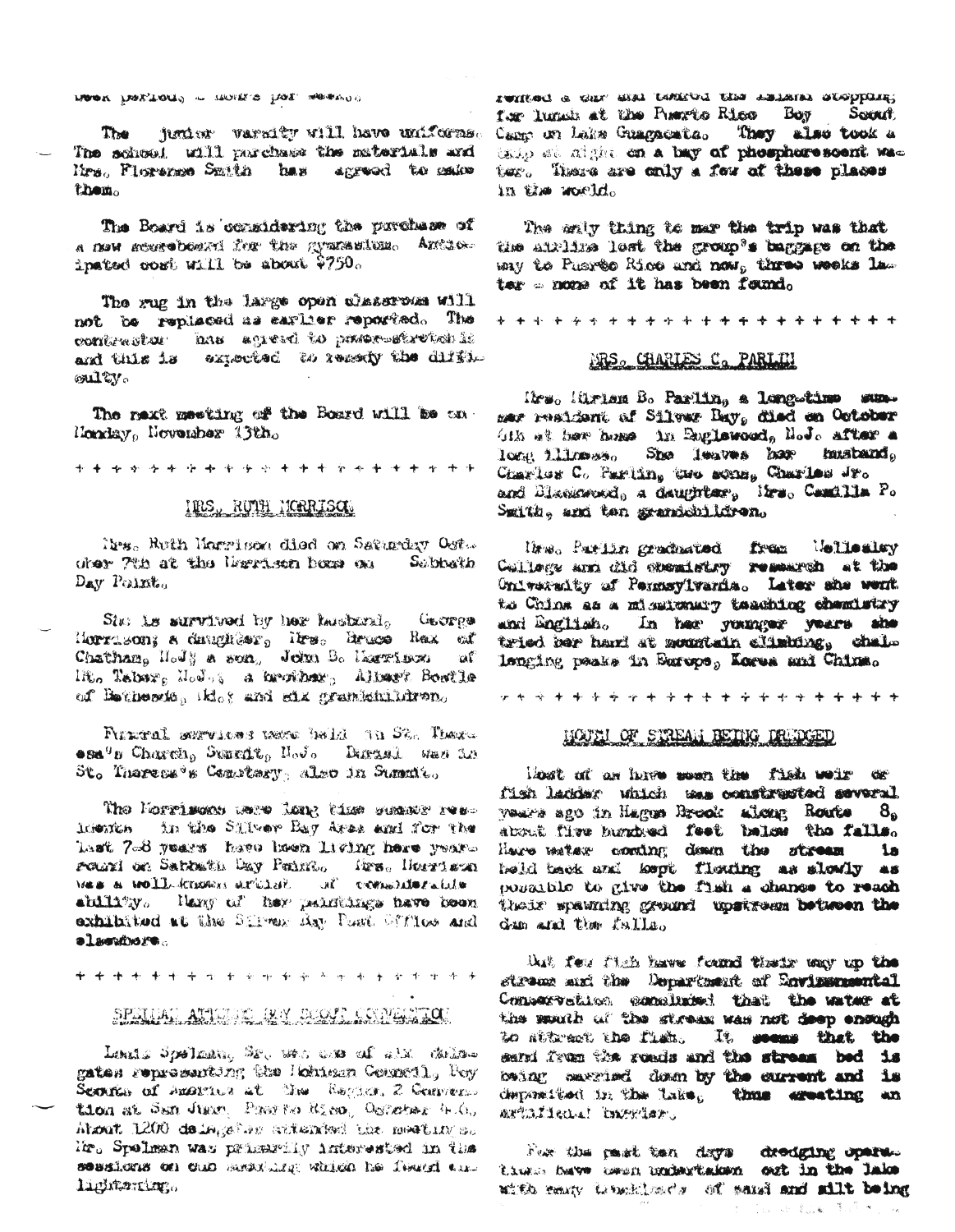week period, — hours per week.

The junior varsity will have uniforms. The school will purchase the materials and Mrs. Florence Smith has agreed to make them.

The Board is considering the purchase of a new scoreboard for the gymnasium. Anticipated cost will be about $750.

The rug in the large open classroom will not be replaced as earlier reported. The contractor has agreed to power-stretch it and this is expected to remedy the difficulty.

The next meeting of the Board will be on Monday, November 13th.

\+ + + + + + + + + + + + + + + + + + + + + +

## MRS. RUTH MORRISON

Mrs. Ruth Morrison died on Saturday October 7th at the Morrison home on Sabbath Day Point.

She is survived by her husband, George Morrison; a daughter, Mrs. Bruce Rex of Chatham, N.J.; a son, John B. Morrison of Mt. Tabor, N.J.; a brother, Albert Bostle of Bethesda, Md.; and six grandchildren.

Funeral services were held in St. Theresa's Church, Summit, N.J. Burial was in St. Theresa's Cemetery, also in Summit.

The Morrisons were long time summer residents in the Silver Bay Area and for the last 7-8 years have been living here year-round on Sabbath Day Point. Mrs. Morrison was a well-known artist of considerable ability. Many of her paintings have been exhibited at the Silver Bay Post Office and elsewhere.

\+ + + + + + + + + + + + + + + + + + + + + +

## SPELMAN ATTENDS BOY SCOUT CONVENTION

Louis Spelman, Sr. was one of six delegates representing the Mohican Council, Boy Scouts of America at the Region 2 Convention at San Juan, Puerto Rico, October 4-6. About 1200 delegates attended the meetings. Mr. Spelman was primarily interested in the sessions on cub scouting which he found enlightening.

rented a car and toured the island stopping for lunch at the Puerto Rico Boy Scout Camp on Lake Guagacata. They also took a trip at night on a bay of phosphorescent water. There are only a few of these places in the world.

The only thing to mar the trip was that the airline lost the group's baggage on the way to Puerto Rico and now, three weeks later — none of it has been found.

\+ + + + + + + + + + + + + + + + + + + + + +

## MRS. CHARLES C. PARLIN

Mrs. Miriam B. Parlin, a long-time summer resident of Silver Bay, died on October 6th at her home in Englewood, N.J. after a long illness. She leaves her husband, Charles C. Parlin, two sons, Charles Jr. and Blackwood, a daughter, Mrs. Camilla P. Smith, and ten grandchildren.

Mrs. Parlin graduated from Wellesley College and did chemistry research at the University of Pennsylvania. Later she went to China as a missionary teaching chemistry and English. In her younger years she tried her hand at mountain climbing, challenging peaks in Europe, Korea and China.

\+ + + + + + + + + + + + + + + + + + + + + +

## MOUTH OF STREAM BEING DREDGED

Most of us have seen the fish weir or fish ladder which was constructed several years ago in Hague Brook along Route 8, about five hundred feet below the falls. Here water coming down the stream is held back and kept flowing as slowly as possible to give the fish a chance to reach their spawning ground upstream between the dam and the falls.

But few fish have found their way up the stream and the Department of Environmental Conservation concluded that the water at the mouth of the stream was not deep enough to attract the fish. It seems that the sand from the roads and the stream bed is being carried down by the current and is deposited in the lake, thus creating an artificial barrier.

For the past ten days dredging operations have been undertaken out in the lake with many truckloads of sand and silt being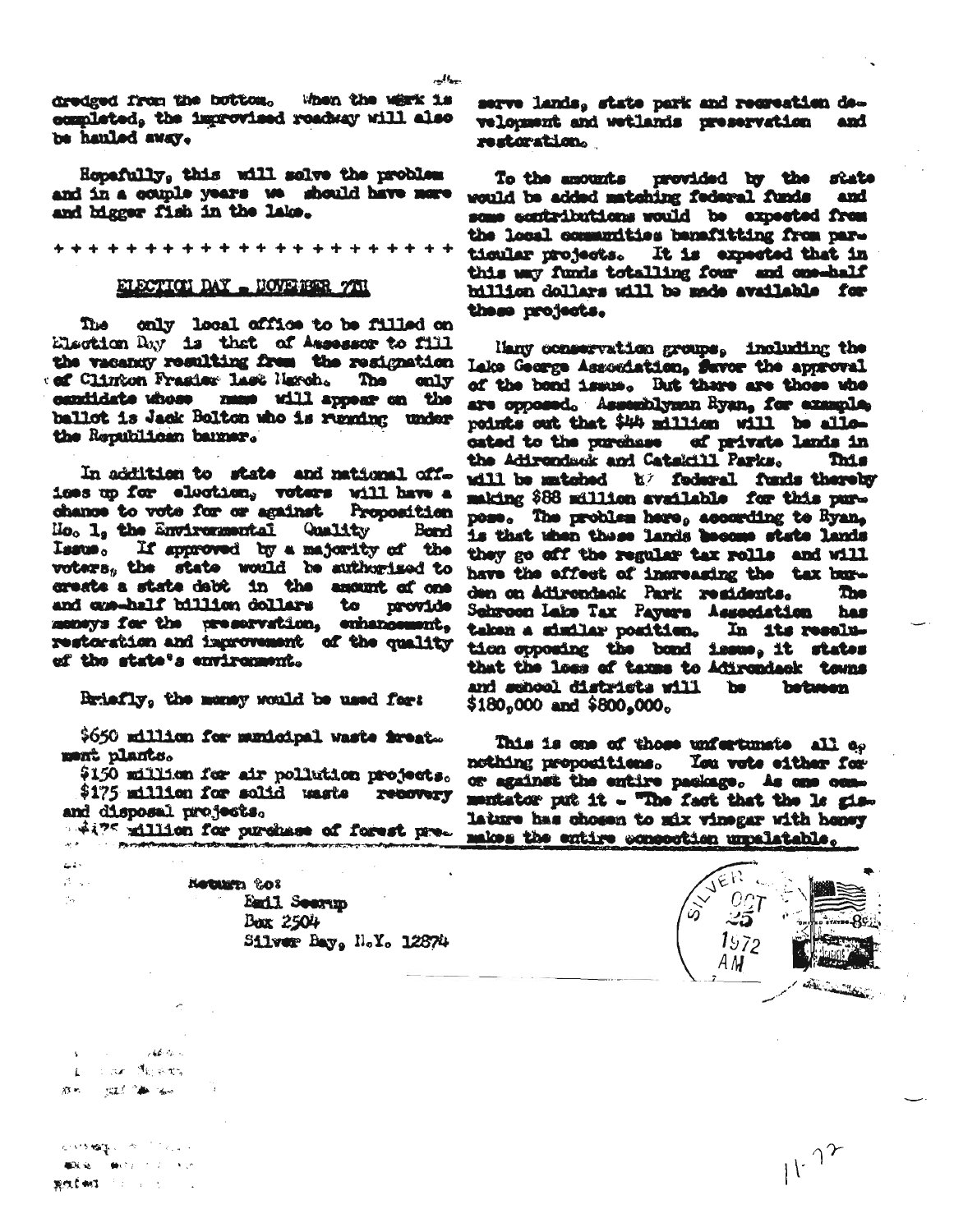dredged from the bottom. When the work is completed, the improvised roadway will also be hauled away.

Hopefully, this will solve the problem and in a couple years we should have more and bigger fish in the lake.

+ + + + + + + + + + + + + + + + + + + + + +

## ELECTION DAY - NOVEMBER 7TH

The only local office to be filled on Election Day is that of Assessor to fill the vacancy resulting from the resignation of Clinton Frasier last March. The only candidate whose name will appear on the ballot is Jack Bolton who is running under the Republican banner.

In addition to state and national offices up for election, voters will have a chance to vote for or against Proposition No. 1, the Environmental Quality Bond Issue. If approved by a majority of the voters, the state would be authorized to create a state debt in the amount of one and one-half billion dollars to provide moneys for the preservation, enhancement, restoration and improvement of the quality of the state's environment.

Briefly, the money would be used for:

$650 million for municipal waste treatment plants.
$150 million for air pollution projects.
$175 million for solid waste recovery and disposal projects.
$175 million for purchase of forest preserve lands, state park and recreation development and wetlands preservation and restoration.

To the amounts provided by the state would be added matching federal funds and some contributions would be expected from the local communities benefitting from particular projects. It is expected that in this way funds totalling four and one-half billion dollars will be made available for these projects.

Many conservation groups, including the Lake George Association, favor the approval of the bond issue. But there are those who are opposed. Assemblyman Ryan, for example, points out that $44 million will be allocated to the purchase of private lands in the Adirondack and Catskill Parks. This will be matched by federal funds thereby making $88 million available for this purpose. The problem here, according to Ryan, is that when these lands become state lands they go off the regular tax rolls and will have the effect of increasing the tax burden on Adirondack Park residents. The Schroon Lake Tax Payers Association has taken a similar position. In its resolution opposing the bond issue, it states that the loss of taxes to Adirondack towns and school districts will be between $180,000 and $800,000.

This is one of those unfortunate all or nothing propositions. You vote either for or against the entire package. As one commentator put it - "The fact that the legislature has chosen to mix vinegar with honey makes the entire concoction unpalatable.

Return to:
Emil Seerup
Box 2504
Silver Bay, N.Y. 12874

SILVER BAY OCT 25 1972 AM

11-72